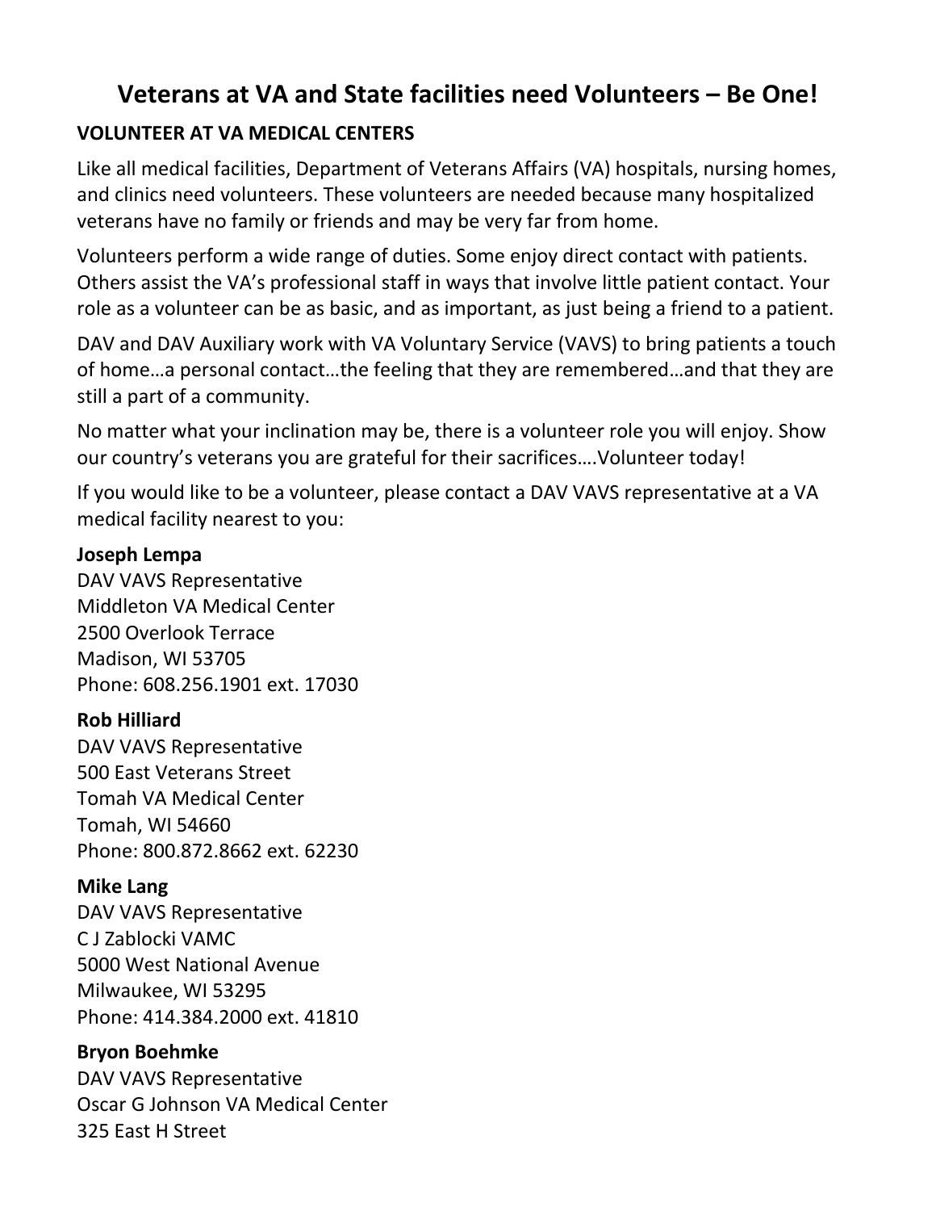# Veterans at VA and State facilities need Volunteers – Be One!

## VOLUNTEER AT VA MEDICAL CENTERS

Like all medical facilities, Department of Veterans Affairs (VA) hospitals, nursing homes, and clinics need volunteers. These volunteers are needed because many hospitalized veterans have no family or friends and may be very far from home.

Volunteers perform a wide range of duties. Some enjoy direct contact with patients. Others assist the VA's professional staff in ways that involve little patient contact. Your role as a volunteer can be as basic, and as important, as just being a friend to a patient.

DAV and DAV Auxiliary work with VA Voluntary Service (VAVS) to bring patients a touch of home…a personal contact…the feeling that they are remembered…and that they are still a part of a community.

No matter what your inclination may be, there is a volunteer role you will enjoy. Show our country's veterans you are grateful for their sacrifices….Volunteer today!

If you would like to be a volunteer, please contact a DAV VAVS representative at a VA medical facility nearest to you:

**Joseph Lempa**
DAV VAVS Representative
Middleton VA Medical Center
2500 Overlook Terrace
Madison, WI 53705
Phone: 608.256.1901 ext. 17030

**Rob Hilliard**
DAV VAVS Representative
500 East Veterans Street
Tomah VA Medical Center
Tomah, WI 54660
Phone: 800.872.8662 ext. 62230

**Mike Lang**
DAV VAVS Representative
C J Zablocki VAMC
5000 West National Avenue
Milwaukee, WI 53295
Phone: 414.384.2000 ext. 41810

**Bryon Boehmke**
DAV VAVS Representative
Oscar G Johnson VA Medical Center
325 East H Street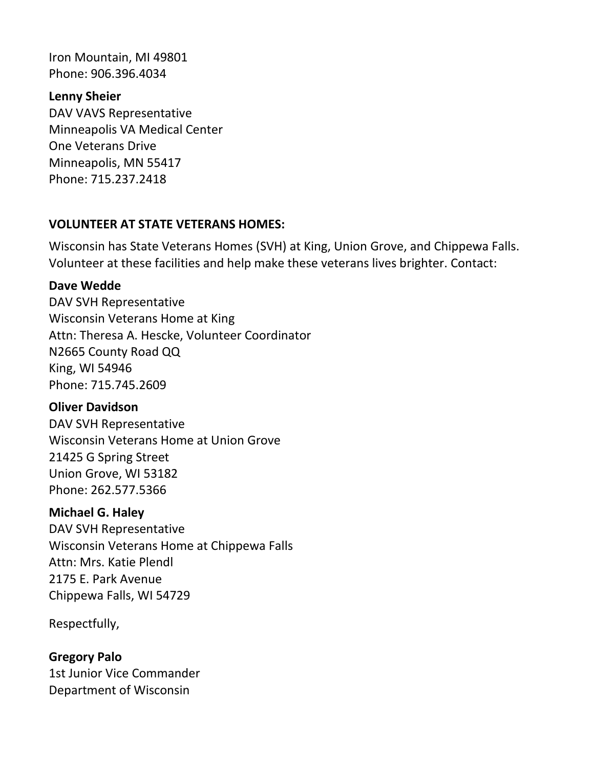Iron Mountain, MI 49801
Phone: 906.396.4034

**Lenny Sheier**
DAV VAVS Representative
Minneapolis VA Medical Center
One Veterans Drive
Minneapolis, MN 55417
Phone: 715.237.2418

**VOLUNTEER AT STATE VETERANS HOMES:**

Wisconsin has State Veterans Homes (SVH) at King, Union Grove, and Chippewa Falls. Volunteer at these facilities and help make these veterans lives brighter. Contact:

**Dave Wedde**
DAV SVH Representative
Wisconsin Veterans Home at King
Attn: Theresa A. Hescke, Volunteer Coordinator
N2665 County Road QQ
King, WI 54946
Phone: 715.745.2609

**Oliver Davidson**
DAV SVH Representative
Wisconsin Veterans Home at Union Grove
21425 G Spring Street
Union Grove, WI 53182
Phone: 262.577.5366

**Michael G. Haley**
DAV SVH Representative
Wisconsin Veterans Home at Chippewa Falls
Attn: Mrs. Katie Plendl
2175 E. Park Avenue
Chippewa Falls, WI 54729

Respectfully,

**Gregory Palo**
1st Junior Vice Commander
Department of Wisconsin